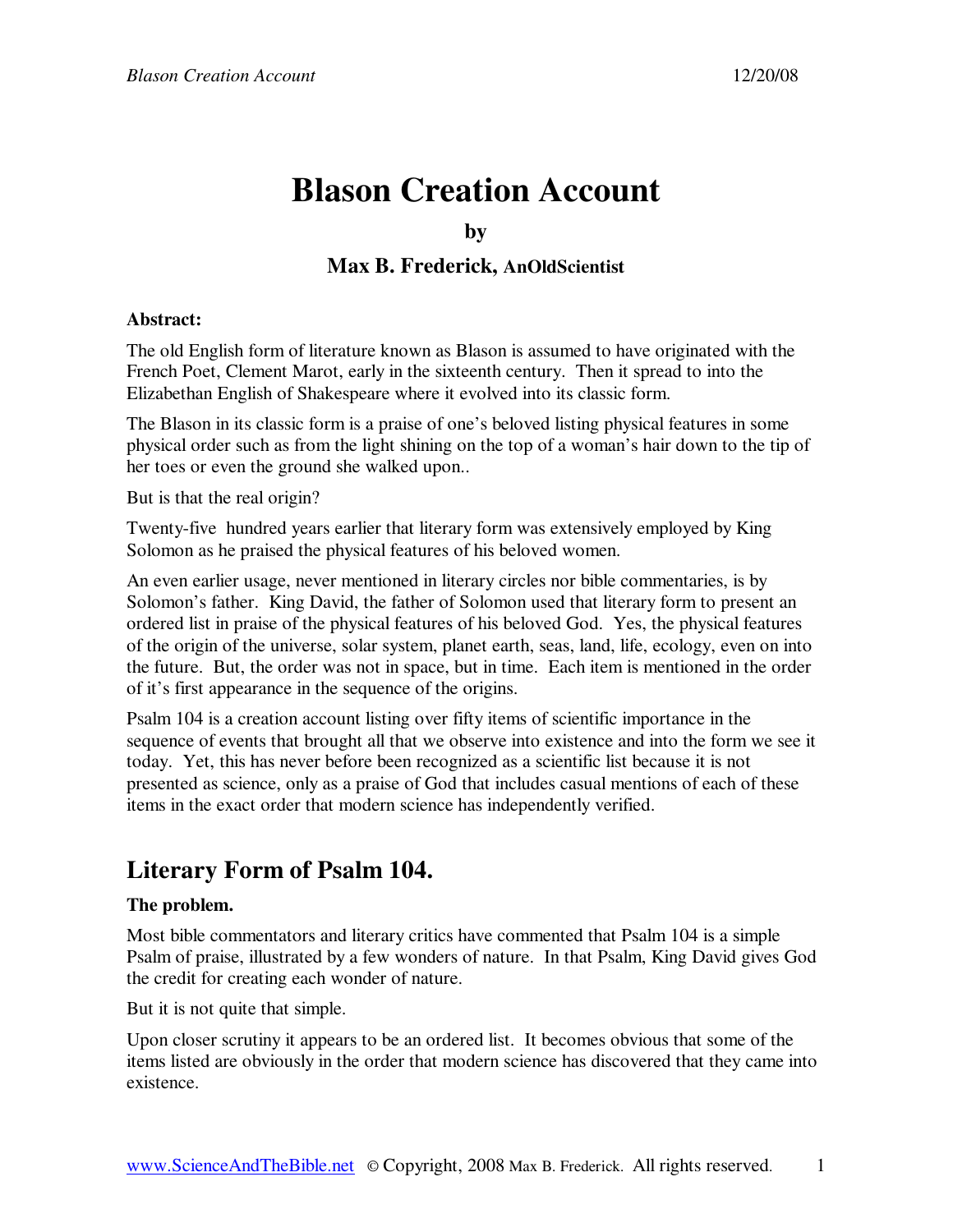# Blason Creation Account

**by**

**Max B. Frederick, AnOldScientist**

**Abstract:**

The old English form of literature known as Blason is assumed to have originated with the French Poet, Clement Marot, early in the sixteenth century. Then it spread to into the Elizabethan English of Shakespeare where it evolved into its classic form.

The Blason in its classic form is a praise of one's beloved listing physical features in some physical order such as from the light shining on the top of a woman's hair down to the tip of her toes or even the ground she walked upon..

But is that the real origin?

Twenty-five hundred years earlier that literary form was extensively employed by King Solomon as he praised the physical features of his beloved women.

An even earlier usage, never mentioned in literary circles nor bible commentaries, is by Solomon's father. King David, the father of Solomon used that literary form to present an ordered list in praise of the physical features of his beloved God. Yes, the physical features of the origin of the universe, solar system, planet earth, seas, land, life, ecology, even on into the future. But, the order was not in space, but in time. Each item is mentioned in the order of it's first appearance in the sequence of the origins.

Psalm 104 is a creation account listing over fifty items of scientific importance in the sequence of events that brought all that we observe into existence and into the form we see it today. Yet, this has never before been recognized as a scientific list because it is not presented as science, only as a praise of God that includes casual mentions of each of these items in the exact order that modern science has independently verified.

## Literary Form of Psalm 104.

**The problem.**

Most bible commentators and literary critics have commented that Psalm 104 is a simple Psalm of praise, illustrated by a few wonders of nature. In that Psalm, King David gives God the credit for creating each wonder of nature.

But it is not quite that simple.

Upon closer scrutiny it appears to be an ordered list. It becomes obvious that some of the items listed are obviously in the order that modern science has discovered that they came into existence.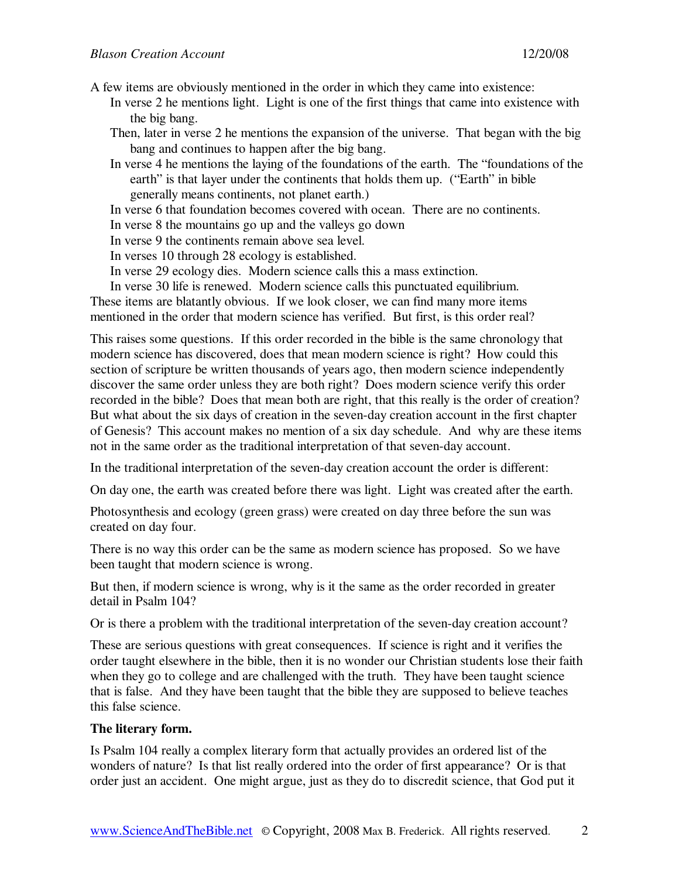A few items are obviously mentioned in the order in which they came into existence:

- In verse 2 he mentions light. Light is one of the first things that came into existence with the big bang.
- Then, later in verse 2 he mentions the expansion of the universe. That began with the big bang and continues to happen after the big bang.
- In verse 4 he mentions the laying of the foundations of the earth. The "foundations of the earth" is that layer under the continents that holds them up. ("Earth" in bible generally means continents, not planet earth.)
- In verse 6 that foundation becomes covered with ocean. There are no continents.
- In verse 8 the mountains go up and the valleys go down
- In verse 9 the continents remain above sea level.
- In verses 10 through 28 ecology is established.
- In verse 29 ecology dies. Modern science calls this a mass extinction.
- In verse 30 life is renewed. Modern science calls this punctuated equilibrium.

These items are blatantly obvious. If we look closer, we can find many more items mentioned in the order that modern science has verified. But first, is this order real?

This raises some questions. If this order recorded in the bible is the same chronology that modern science has discovered, does that mean modern science is right? How could this section of scripture be written thousands of years ago, then modern science independently discover the same order unless they are both right? Does modern science verify this order recorded in the bible? Does that mean both are right, that this really is the order of creation? But what about the six days of creation in the seven-day creation account in the first chapter of Genesis? This account makes no mention of a six day schedule. And why are these items not in the same order as the traditional interpretation of that seven-day account.

In the traditional interpretation of the seven-day creation account the order is different:

On day one, the earth was created before there was light. Light was created after the earth.

Photosynthesis and ecology (green grass) were created on day three before the sun was created on day four.

There is no way this order can be the same as modern science has proposed. So we have been taught that modern science is wrong.

But then, if modern science is wrong, why is it the same as the order recorded in greater detail in Psalm 104?

Or is there a problem with the traditional interpretation of the seven-day creation account?

These are serious questions with great consequences. If science is right and it verifies the order taught elsewhere in the bible, then it is no wonder our Christian students lose their faith when they go to college and are challenged with the truth. They have been taught science that is false. And they have been taught that the bible they are supposed to believe teaches this false science.

**The literary form.**

Is Psalm 104 really a complex literary form that actually provides an ordered list of the wonders of nature? Is that list really ordered into the order of first appearance? Or is that order just an accident. One might argue, just as they do to discredit science, that God put it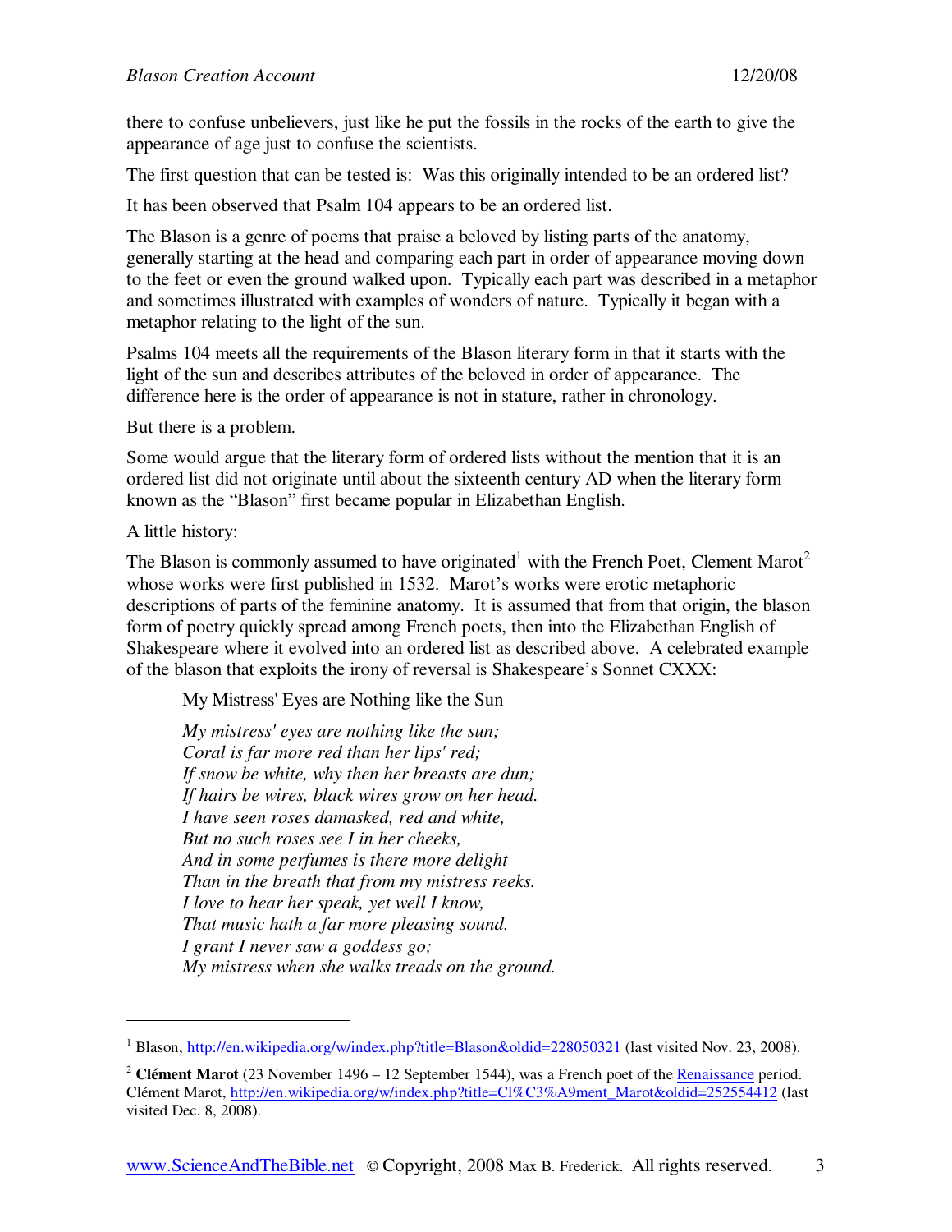there to confuse unbelievers, just like he put the fossils in the rocks of the earth to give the appearance of age just to confuse the scientists.

The first question that can be tested is: Was this originally intended to be an ordered list?

It has been observed that Psalm 104 appears to be an ordered list.

The Blason is a genre of poems that praise a beloved by listing parts of the anatomy, generally starting at the head and comparing each part in order of appearance moving down to the feet or even the ground walked upon. Typically each part was described in a metaphor and sometimes illustrated with examples of wonders of nature. Typically it began with a metaphor relating to the light of the sun.

Psalms 104 meets all the requirements of the Blason literary form in that it starts with the light of the sun and describes attributes of the beloved in order of appearance. The difference here is the order of appearance is not in stature, rather in chronology.

But there is a problem.

Some would argue that the literary form of ordered lists without the mention that it is an ordered list did not originate until about the sixteenth century AD when the literary form known as the "Blason" first became popular in Elizabethan English.

A little history:

The Blason is commonly assumed to have originated[1] with the French Poet, Clement Marot[2] whose works were first published in 1532. Marot's works were erotic metaphoric descriptions of parts of the feminine anatomy. It is assumed that from that origin, the blason form of poetry quickly spread among French poets, then into the Elizabethan English of Shakespeare where it evolved into an ordered list as described above. A celebrated example of the blason that exploits the irony of reversal is Shakespeare's Sonnet CXXX:

> My Mistress' Eyes are Nothing like the Sun
>
> *My mistress' eyes are nothing like the sun;*
> *Coral is far more red than her lips' red;*
> *If snow be white, why then her breasts are dun;*
> *If hairs be wires, black wires grow on her head.*
> *I have seen roses damasked, red and white,*
> *But no such roses see I in her cheeks,*
> *And in some perfumes is there more delight*
> *Than in the breath that from my mistress reeks.*
> *I love to hear her speak, yet well I know,*
> *That music hath a far more pleasing sound.*
> *I grant I never saw a goddess go;*
> *My mistress when she walks treads on the ground.*

---

[1] Blason, http://en.wikipedia.org/w/index.php?title=Blason&oldid=228050321 (last visited Nov. 23, 2008).

[2] **Clément Marot** (23 November 1496 – 12 September 1544), was a French poet of the Renaissance period. Clément Marot, http://en.wikipedia.org/w/index.php?title=Cl%C3%A9ment_Marot&oldid=252554412 (last visited Dec. 8, 2008).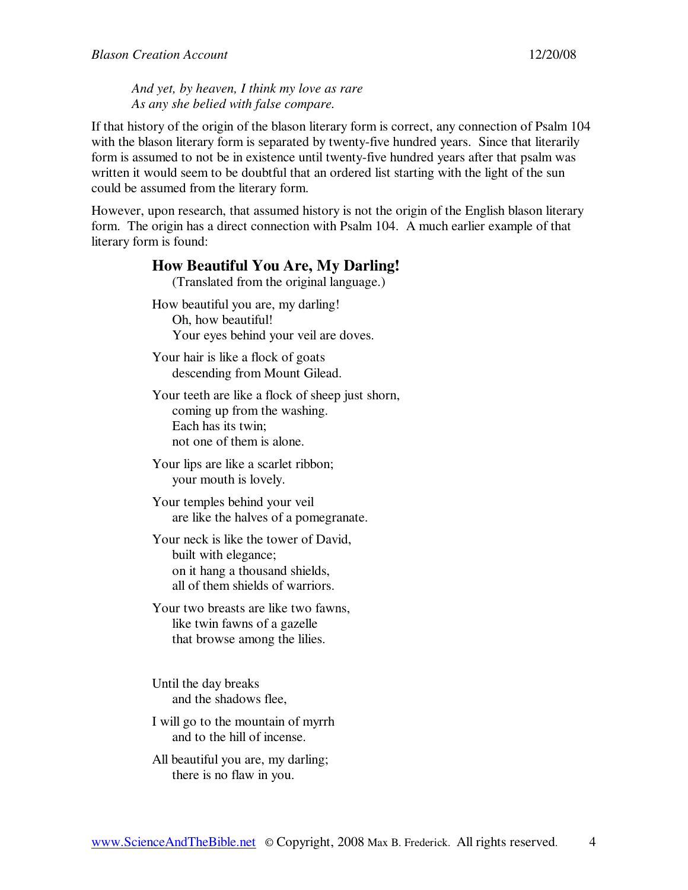*And yet, by heaven, I think my love as rare*
*As any she belied with false compare.*

If that history of the origin of the blason literary form is correct, any connection of Psalm 104 with the blason literary form is separated by twenty-five hundred years. Since that literarily form is assumed to not be in existence until twenty-five hundred years after that psalm was written it would seem to be doubtful that an ordered list starting with the light of the sun could be assumed from the literary form.

However, upon research, that assumed history is not the origin of the English blason literary form. The origin has a direct connection with Psalm 104. A much earlier example of that literary form is found:

**How Beautiful You Are, My Darling!**
(Translated from the original language.)

How beautiful you are, my darling!
Oh, how beautiful!
Your eyes behind your veil are doves.

Your hair is like a flock of goats
descending from Mount Gilead.

Your teeth are like a flock of sheep just shorn,
coming up from the washing.
Each has its twin;
not one of them is alone.

Your lips are like a scarlet ribbon;
your mouth is lovely.

Your temples behind your veil
are like the halves of a pomegranate.

Your neck is like the tower of David,
built with elegance;
on it hang a thousand shields,
all of them shields of warriors.

Your two breasts are like two fawns,
like twin fawns of a gazelle
that browse among the lilies.

Until the day breaks
and the shadows flee,

I will go to the mountain of myrrh
and to the hill of incense.

All beautiful you are, my darling;
there is no flaw in you.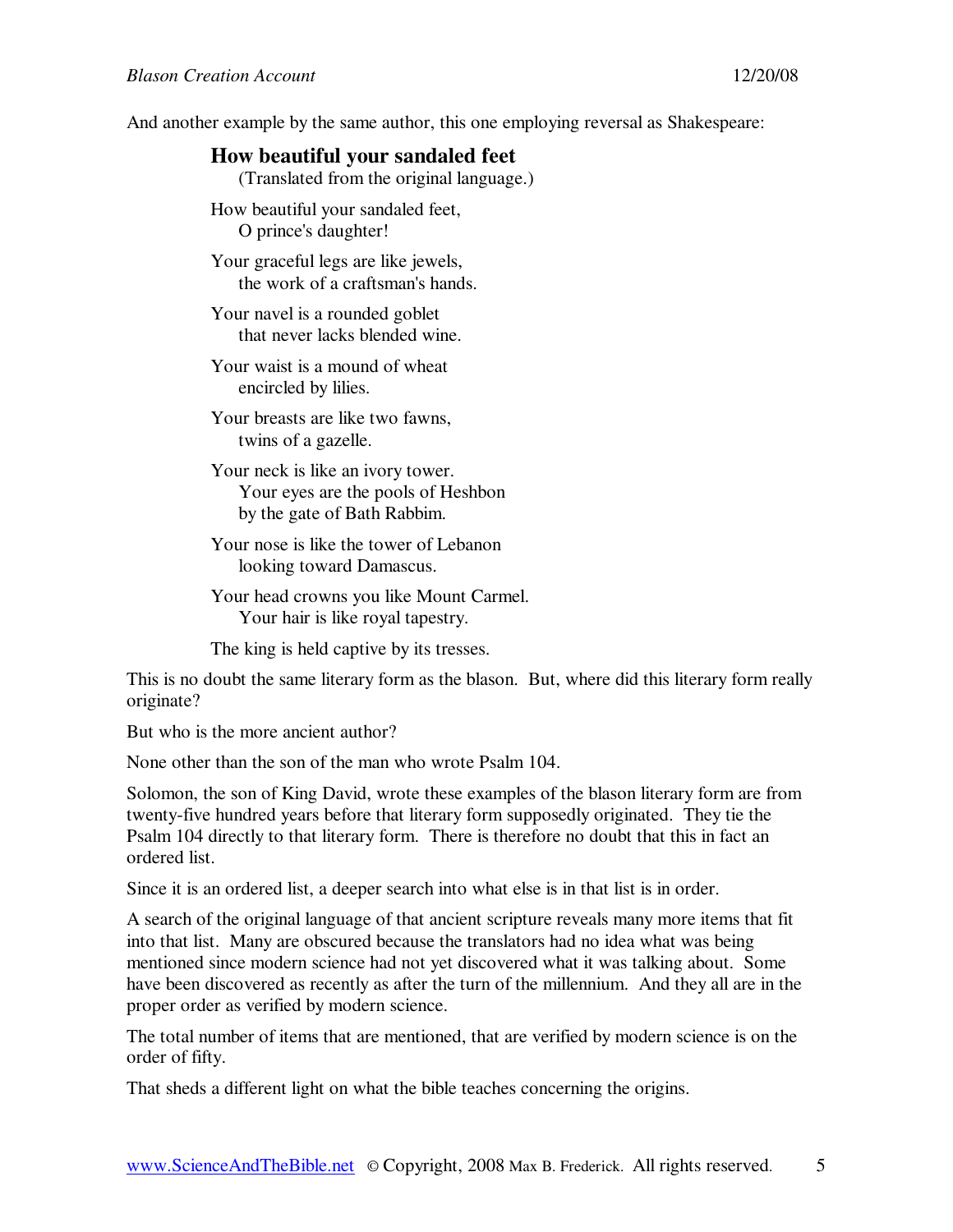And another example by the same author, this one employing reversal as Shakespeare:

**How beautiful your sandaled feet**

(Translated from the original language.)

How beautiful your sandaled feet,
O prince's daughter!

Your graceful legs are like jewels,
the work of a craftsman's hands.

Your navel is a rounded goblet
that never lacks blended wine.

Your waist is a mound of wheat
encircled by lilies.

Your breasts are like two fawns,
twins of a gazelle.

Your neck is like an ivory tower.
Your eyes are the pools of Heshbon
by the gate of Bath Rabbim.

Your nose is like the tower of Lebanon
looking toward Damascus.

Your head crowns you like Mount Carmel.
Your hair is like royal tapestry.

The king is held captive by its tresses.

This is no doubt the same literary form as the blason. But, where did this literary form really originate?

But who is the more ancient author?

None other than the son of the man who wrote Psalm 104.

Solomon, the son of King David, wrote these examples of the blason literary form are from twenty-five hundred years before that literary form supposedly originated. They tie the Psalm 104 directly to that literary form. There is therefore no doubt that this in fact an ordered list.

Since it is an ordered list, a deeper search into what else is in that list is in order.

A search of the original language of that ancient scripture reveals many more items that fit into that list. Many are obscured because the translators had no idea what was being mentioned since modern science had not yet discovered what it was talking about. Some have been discovered as recently as after the turn of the millennium. And they all are in the proper order as verified by modern science.

The total number of items that are mentioned, that are verified by modern science is on the order of fifty.

That sheds a different light on what the bible teaches concerning the origins.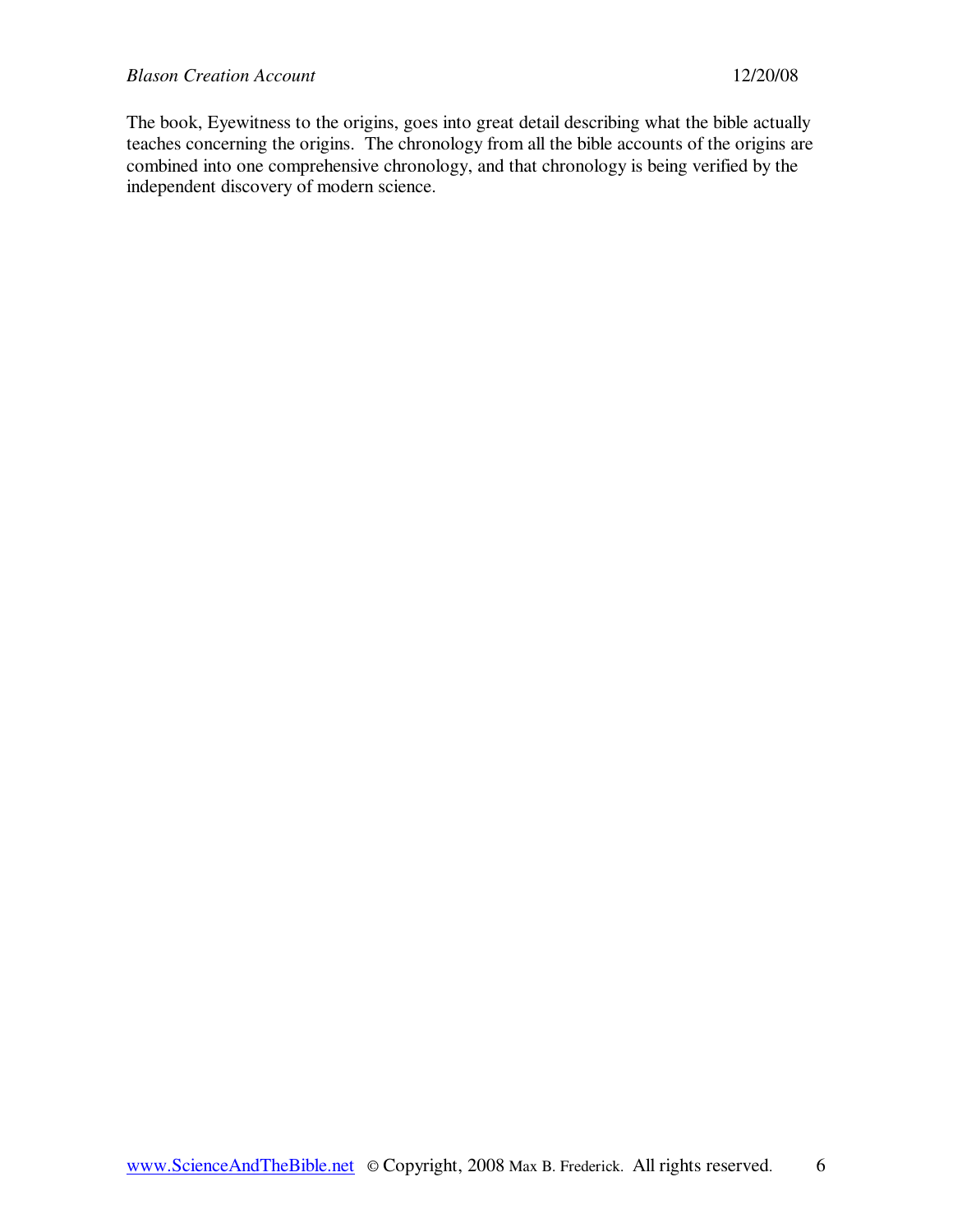The book, Eyewitness to the origins, goes into great detail describing what the bible actually teaches concerning the origins. The chronology from all the bible accounts of the origins are combined into one comprehensive chronology, and that chronology is being verified by the independent discovery of modern science.